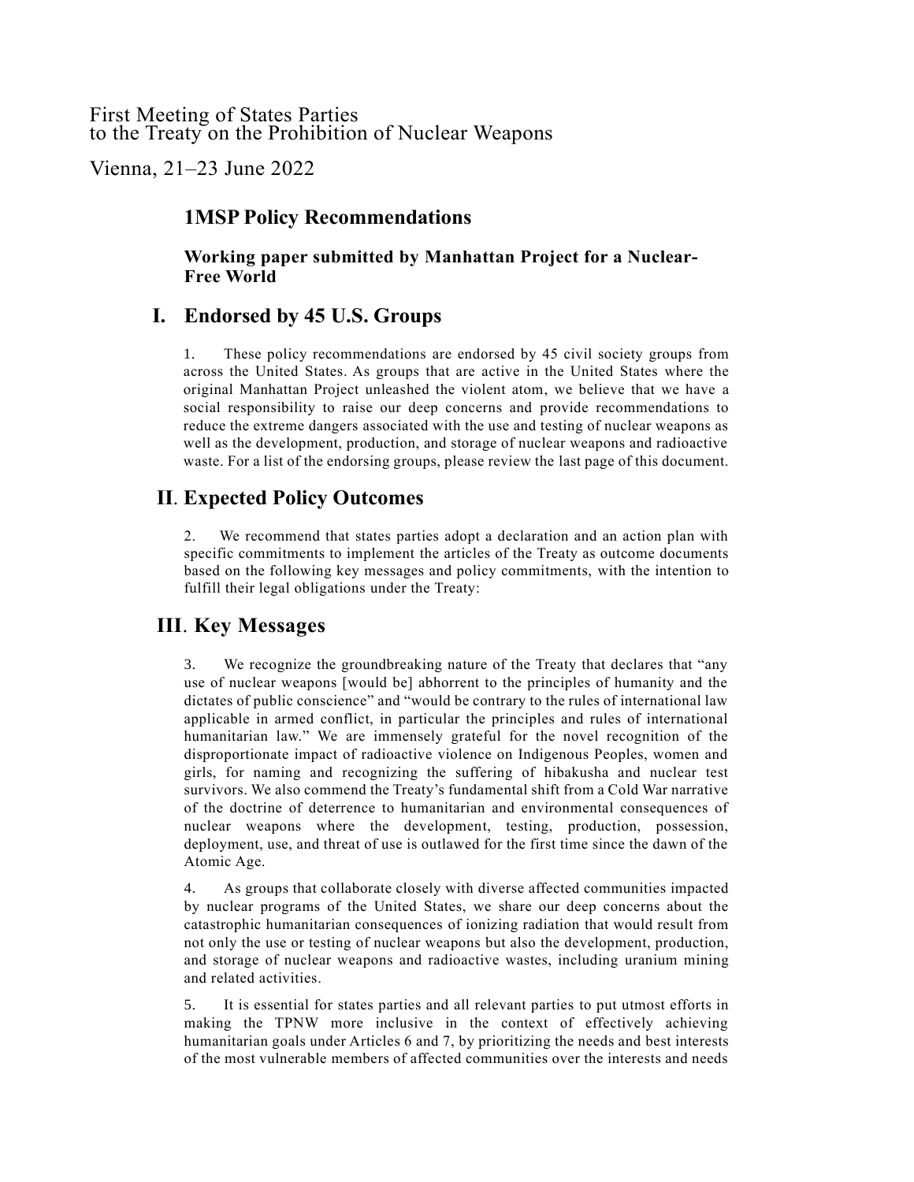First Meeting of States Parties
to the Treaty on the Prohibition of Nuclear Weapons

Vienna, 21–23 June 2022

# 1MSP Policy Recommendations

**Working paper submitted by Manhattan Project for a Nuclear-Free World**

## I. Endorsed by 45 U.S. Groups

1. These policy recommendations are endorsed by 45 civil society groups from across the United States. As groups that are active in the United States where the original Manhattan Project unleashed the violent atom, we believe that we have a social responsibility to raise our deep concerns and provide recommendations to reduce the extreme dangers associated with the use and testing of nuclear weapons as well as the development, production, and storage of nuclear weapons and radioactive waste. For a list of the endorsing groups, please review the last page of this document.

## II. Expected Policy Outcomes

2. We recommend that states parties adopt a declaration and an action plan with specific commitments to implement the articles of the Treaty as outcome documents based on the following key messages and policy commitments, with the intention to fulfill their legal obligations under the Treaty:

## III. Key Messages

3. We recognize the groundbreaking nature of the Treaty that declares that "any use of nuclear weapons [would be] abhorrent to the principles of humanity and the dictates of public conscience" and "would be contrary to the rules of international law applicable in armed conflict, in particular the principles and rules of international humanitarian law." We are immensely grateful for the novel recognition of the disproportionate impact of radioactive violence on Indigenous Peoples, women and girls, for naming and recognizing the suffering of hibakusha and nuclear test survivors. We also commend the Treaty's fundamental shift from a Cold War narrative of the doctrine of deterrence to humanitarian and environmental consequences of nuclear weapons where the development, testing, production, possession, deployment, use, and threat of use is outlawed for the first time since the dawn of the Atomic Age.

4. As groups that collaborate closely with diverse affected communities impacted by nuclear programs of the United States, we share our deep concerns about the catastrophic humanitarian consequences of ionizing radiation that would result from not only the use or testing of nuclear weapons but also the development, production, and storage of nuclear weapons and radioactive wastes, including uranium mining and related activities.

5. It is essential for states parties and all relevant parties to put utmost efforts in making the TPNW more inclusive in the context of effectively achieving humanitarian goals under Articles 6 and 7, by prioritizing the needs and best interests of the most vulnerable members of affected communities over the interests and needs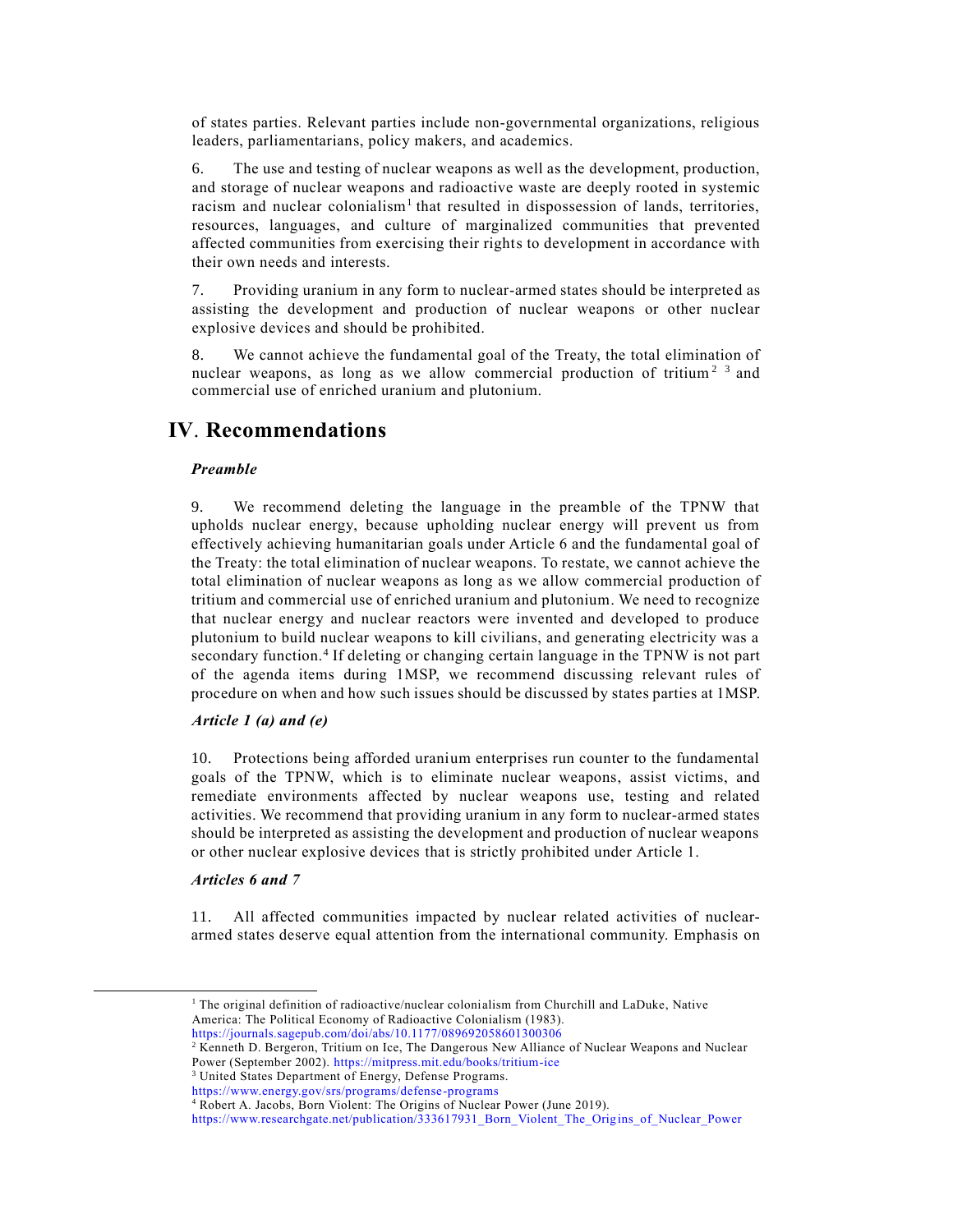of states parties. Relevant parties include non-governmental organizations, religious leaders, parliamentarians, policy makers, and academics.

6. The use and testing of nuclear weapons as well as the development, production, and storage of nuclear weapons and radioactive waste are deeply rooted in systemic racism and nuclear colonialism[1] that resulted in dispossession of lands, territories, resources, languages, and culture of marginalized communities that prevented affected communities from exercising their rights to development in accordance with their own needs and interests.

7. Providing uranium in any form to nuclear-armed states should be interpreted as assisting the development and production of nuclear weapons or other nuclear explosive devices and should be prohibited.

8. We cannot achieve the fundamental goal of the Treaty, the total elimination of nuclear weapons, as long as we allow commercial production of tritium[2] [3] and commercial use of enriched uranium and plutonium.

## IV. Recommendations

### *Preamble*

9. We recommend deleting the language in the preamble of the TPNW that upholds nuclear energy, because upholding nuclear energy will prevent us from effectively achieving humanitarian goals under Article 6 and the fundamental goal of the Treaty: the total elimination of nuclear weapons. To restate, we cannot achieve the total elimination of nuclear weapons as long as we allow commercial production of tritium and commercial use of enriched uranium and plutonium. We need to recognize that nuclear energy and nuclear reactors were invented and developed to produce plutonium to build nuclear weapons to kill civilians, and generating electricity was a secondary function.[4] If deleting or changing certain language in the TPNW is not part of the agenda items during 1MSP, we recommend discussing relevant rules of procedure on when and how such issues should be discussed by states parties at 1MSP.

### *Article 1 (a) and (e)*

10. Protections being afforded uranium enterprises run counter to the fundamental goals of the TPNW, which is to eliminate nuclear weapons, assist victims, and remediate environments affected by nuclear weapons use, testing and related activities. We recommend that providing uranium in any form to nuclear-armed states should be interpreted as assisting the development and production of nuclear weapons or other nuclear explosive devices that is strictly prohibited under Article 1.

### *Articles 6 and 7*

11. All affected communities impacted by nuclear related activities of nuclear-armed states deserve equal attention from the international community. Emphasis on

---

[1] The original definition of radioactive/nuclear colonialism from Churchill and LaDuke, Native America: The Political Economy of Radioactive Colonialism (1983). https://journals.sagepub.com/doi/abs/10.1177/089692058601300306

[2] Kenneth D. Bergeron, Tritium on Ice, The Dangerous New Alliance of Nuclear Weapons and Nuclear Power (September 2002). https://mitpress.mit.edu/books/tritium-ice

[3] United States Department of Energy, Defense Programs. https://www.energy.gov/srs/programs/defense-programs

[4] Robert A. Jacobs, Born Violent: The Origins of Nuclear Power (June 2019). https://www.researchgate.net/publication/333617931_Born_Violent_The_Origins_of_Nuclear_Power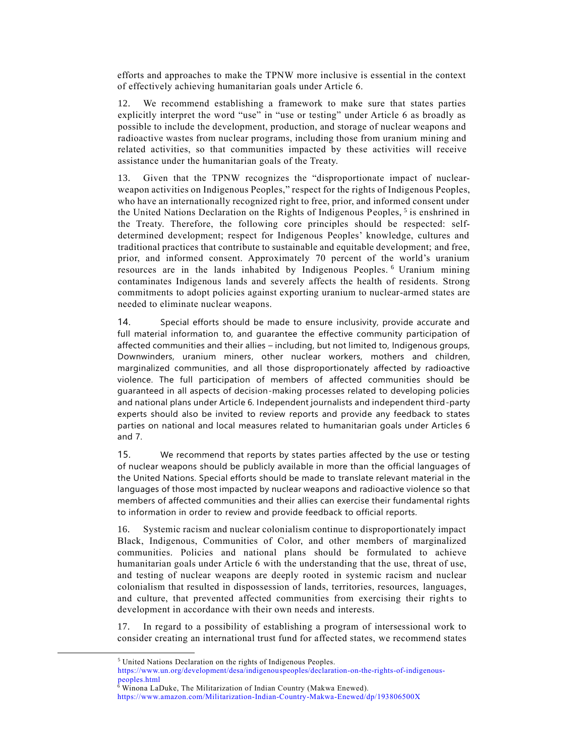efforts and approaches to make the TPNW more inclusive is essential in the context of effectively achieving humanitarian goals under Article 6.

12. We recommend establishing a framework to make sure that states parties explicitly interpret the word "use" in "use or testing" under Article 6 as broadly as possible to include the development, production, and storage of nuclear weapons and radioactive wastes from nuclear programs, including those from uranium mining and related activities, so that communities impacted by these activities will receive assistance under the humanitarian goals of the Treaty.

13. Given that the TPNW recognizes the "disproportionate impact of nuclear-weapon activities on Indigenous Peoples," respect for the rights of Indigenous Peoples, who have an internationally recognized right to free, prior, and informed consent under the United Nations Declaration on the Rights of Indigenous Peoples,[5] is enshrined in the Treaty. Therefore, the following core principles should be respected: self-determined development; respect for Indigenous Peoples' knowledge, cultures and traditional practices that contribute to sustainable and equitable development; and free, prior, and informed consent. Approximately 70 percent of the world's uranium resources are in the lands inhabited by Indigenous Peoples.[6] Uranium mining contaminates Indigenous lands and severely affects the health of residents. Strong commitments to adopt policies against exporting uranium to nuclear-armed states are needed to eliminate nuclear weapons.

14. Special efforts should be made to ensure inclusivity, provide accurate and full material information to, and guarantee the effective community participation of affected communities and their allies – including, but not limited to, Indigenous groups, Downwinders, uranium miners, other nuclear workers, mothers and children, marginalized communities, and all those disproportionately affected by radioactive violence. The full participation of members of affected communities should be guaranteed in all aspects of decision-making processes related to developing policies and national plans under Article 6. Independent journalists and independent third-party experts should also be invited to review reports and provide any feedback to states parties on national and local measures related to humanitarian goals under Articles 6 and 7.

15. We recommend that reports by states parties affected by the use or testing of nuclear weapons should be publicly available in more than the official languages of the United Nations. Special efforts should be made to translate relevant material in the languages of those most impacted by nuclear weapons and radioactive violence so that members of affected communities and their allies can exercise their fundamental rights to information in order to review and provide feedback to official reports.

16. Systemic racism and nuclear colonialism continue to disproportionately impact Black, Indigenous, Communities of Color, and other members of marginalized communities. Policies and national plans should be formulated to achieve humanitarian goals under Article 6 with the understanding that the use, threat of use, and testing of nuclear weapons are deeply rooted in systemic racism and nuclear colonialism that resulted in dispossession of lands, territories, resources, languages, and culture, that prevented affected communities from exercising their rights to development in accordance with their own needs and interests.

17. In regard to a possibility of establishing a program of intersessional work to consider creating an international trust fund for affected states, we recommend states

---

[5] United Nations Declaration on the rights of Indigenous Peoples. https://www.un.org/development/desa/indigenouspeoples/declaration-on-the-rights-of-indigenous-peoples.html

[6] Winona LaDuke, The Militarization of Indian Country (Makwa Enewed). https://www.amazon.com/Militarization-Indian-Country-Makwa-Enewed/dp/193806500X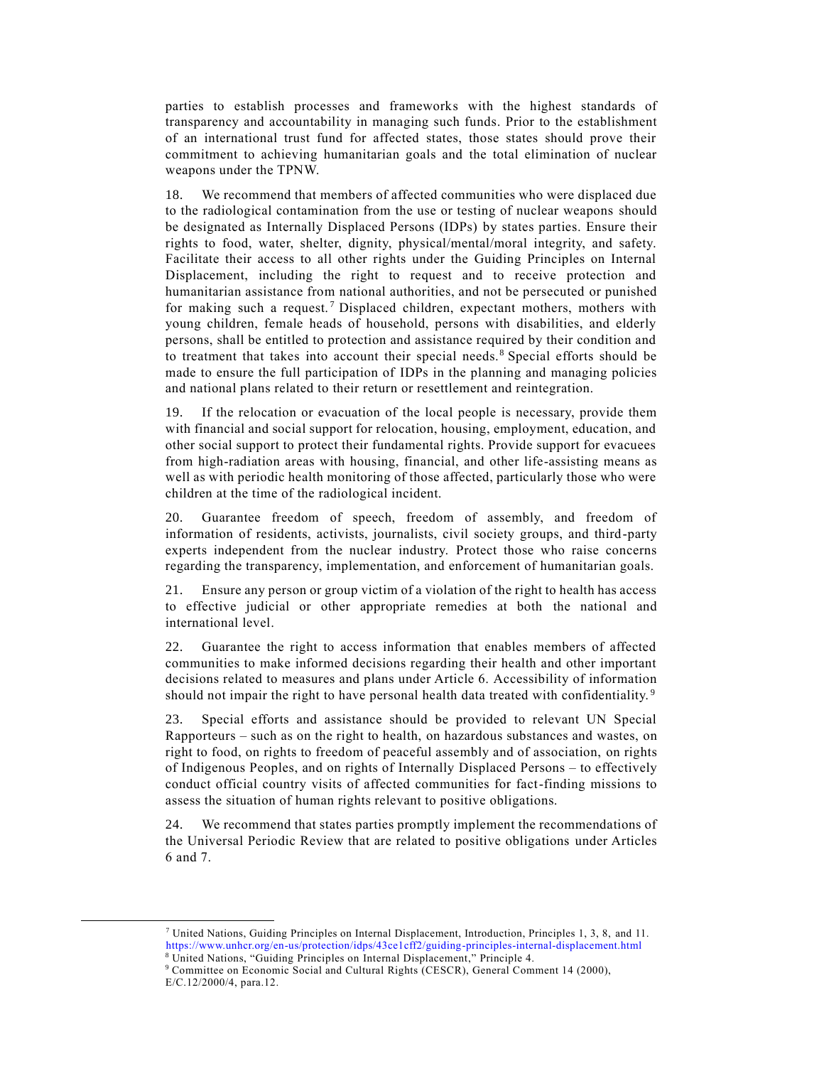parties to establish processes and frameworks with the highest standards of transparency and accountability in managing such funds. Prior to the establishment of an international trust fund for affected states, those states should prove their commitment to achieving humanitarian goals and the total elimination of nuclear weapons under the TPNW.

18. We recommend that members of affected communities who were displaced due to the radiological contamination from the use or testing of nuclear weapons should be designated as Internally Displaced Persons (IDPs) by states parties. Ensure their rights to food, water, shelter, dignity, physical/mental/moral integrity, and safety. Facilitate their access to all other rights under the Guiding Principles on Internal Displacement, including the right to request and to receive protection and humanitarian assistance from national authorities, and not be persecuted or punished for making such a request.[7] Displaced children, expectant mothers, mothers with young children, female heads of household, persons with disabilities, and elderly persons, shall be entitled to protection and assistance required by their condition and to treatment that takes into account their special needs.[8] Special efforts should be made to ensure the full participation of IDPs in the planning and managing policies and national plans related to their return or resettlement and reintegration.

19. If the relocation or evacuation of the local people is necessary, provide them with financial and social support for relocation, housing, employment, education, and other social support to protect their fundamental rights. Provide support for evacuees from high-radiation areas with housing, financial, and other life-assisting means as well as with periodic health monitoring of those affected, particularly those who were children at the time of the radiological incident.

20. Guarantee freedom of speech, freedom of assembly, and freedom of information of residents, activists, journalists, civil society groups, and third-party experts independent from the nuclear industry. Protect those who raise concerns regarding the transparency, implementation, and enforcement of humanitarian goals.

21. Ensure any person or group victim of a violation of the right to health has access to effective judicial or other appropriate remedies at both the national and international level.

22. Guarantee the right to access information that enables members of affected communities to make informed decisions regarding their health and other important decisions related to measures and plans under Article 6. Accessibility of information should not impair the right to have personal health data treated with confidentiality.[9]

23. Special efforts and assistance should be provided to relevant UN Special Rapporteurs – such as on the right to health, on hazardous substances and wastes, on right to food, on rights to freedom of peaceful assembly and of association, on rights of Indigenous Peoples, and on rights of Internally Displaced Persons – to effectively conduct official country visits of affected communities for fact-finding missions to assess the situation of human rights relevant to positive obligations.

24. We recommend that states parties promptly implement the recommendations of the Universal Periodic Review that are related to positive obligations under Articles 6 and 7.

---

[7] United Nations, Guiding Principles on Internal Displacement, Introduction, Principles 1, 3, 8, and 11. https://www.unhcr.org/en-us/protection/idps/43ce1cff2/guiding-principles-internal-displacement.html

[8] United Nations, "Guiding Principles on Internal Displacement," Principle 4.

[9] Committee on Economic Social and Cultural Rights (CESCR), General Comment 14 (2000), E/C.12/2000/4, para.12.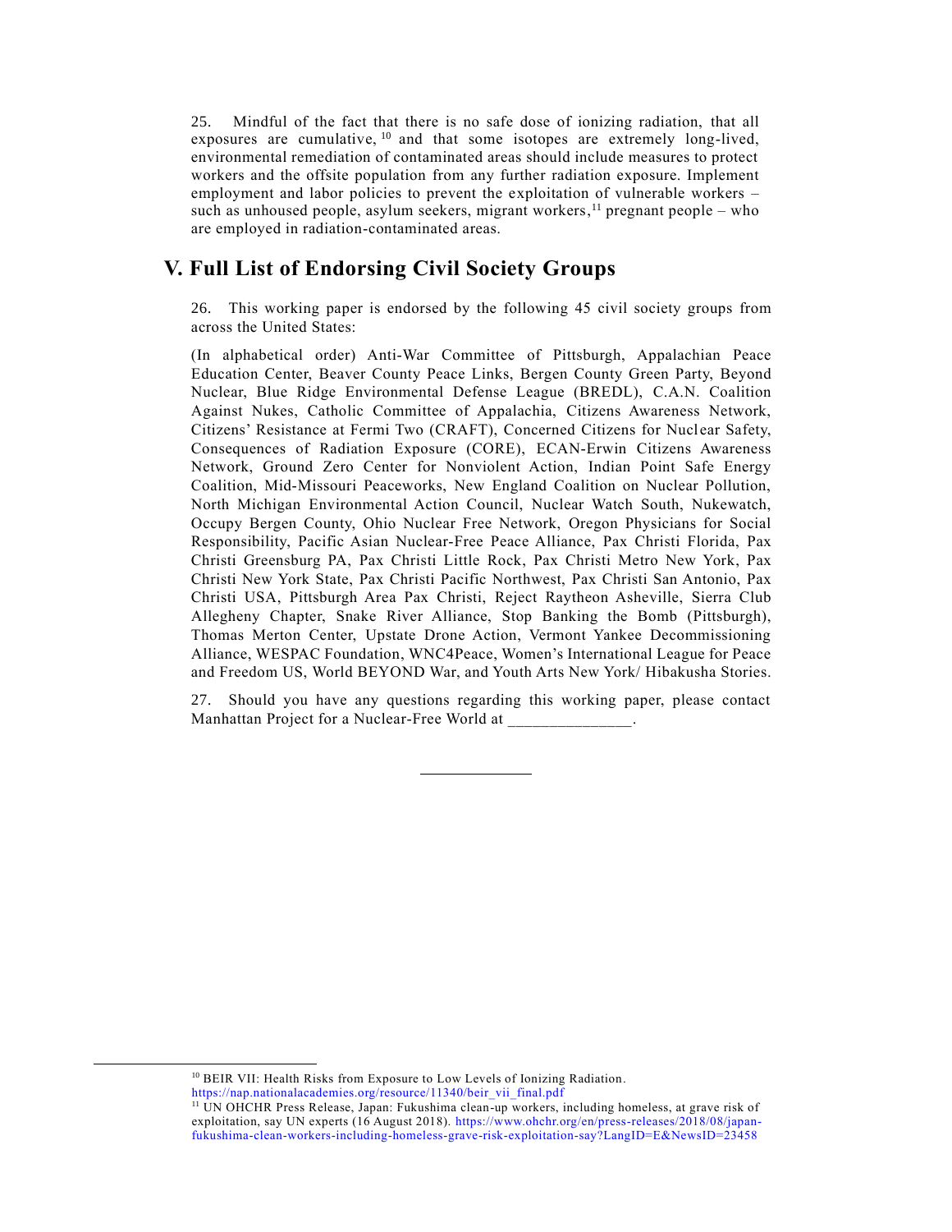25. Mindful of the fact that there is no safe dose of ionizing radiation, that all exposures are cumulative,[10] and that some isotopes are extremely long-lived, environmental remediation of contaminated areas should include measures to protect workers and the offsite population from any further radiation exposure. Implement employment and labor policies to prevent the exploitation of vulnerable workers – such as unhoused people, asylum seekers, migrant workers,[11] pregnant people – who are employed in radiation-contaminated areas.

## V. Full List of Endorsing Civil Society Groups

26. This working paper is endorsed by the following 45 civil society groups from across the United States:

(In alphabetical order) Anti-War Committee of Pittsburgh, Appalachian Peace Education Center, Beaver County Peace Links, Bergen County Green Party, Beyond Nuclear, Blue Ridge Environmental Defense League (BREDL), C.A.N. Coalition Against Nukes, Catholic Committee of Appalachia, Citizens Awareness Network, Citizens' Resistance at Fermi Two (CRAFT), Concerned Citizens for Nuclear Safety, Consequences of Radiation Exposure (CORE), ECAN-Erwin Citizens Awareness Network, Ground Zero Center for Nonviolent Action, Indian Point Safe Energy Coalition, Mid-Missouri Peaceworks, New England Coalition on Nuclear Pollution, North Michigan Environmental Action Council, Nuclear Watch South, Nukewatch, Occupy Bergen County, Ohio Nuclear Free Network, Oregon Physicians for Social Responsibility, Pacific Asian Nuclear-Free Peace Alliance, Pax Christi Florida, Pax Christi Greensburg PA, Pax Christi Little Rock, Pax Christi Metro New York, Pax Christi New York State, Pax Christi Pacific Northwest, Pax Christi San Antonio, Pax Christi USA, Pittsburgh Area Pax Christi, Reject Raytheon Asheville, Sierra Club Allegheny Chapter, Snake River Alliance, Stop Banking the Bomb (Pittsburgh), Thomas Merton Center, Upstate Drone Action, Vermont Yankee Decommissioning Alliance, WESPAC Foundation, WNC4Peace, Women's International League for Peace and Freedom US, World BEYOND War, and Youth Arts New York/ Hibakusha Stories.

27. Should you have any questions regarding this working paper, please contact Manhattan Project for a Nuclear-Free World at ______________.

---

[10] BEIR VII: Health Risks from Exposure to Low Levels of Ionizing Radiation. https://nap.nationalacademies.org/resource/11340/beir_vii_final.pdf

[11] UN OHCHR Press Release, Japan: Fukushima clean-up workers, including homeless, at grave risk of exploitation, say UN experts (16 August 2018). https://www.ohchr.org/en/press-releases/2018/08/japan-fukushima-clean-workers-including-homeless-grave-risk-exploitation-say?LangID=E&NewsID=23458